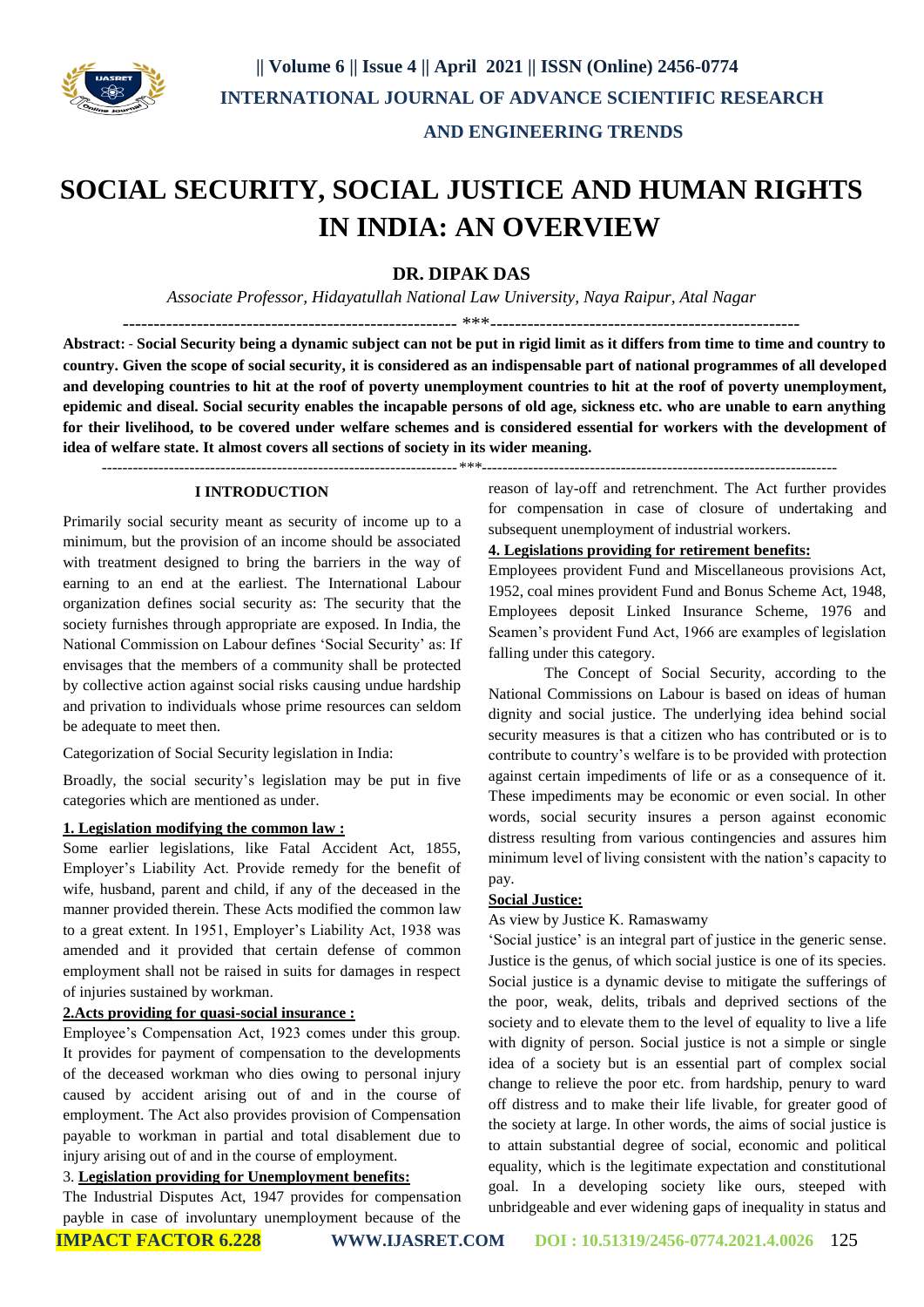# SOCIAL SECURITY, SOCIAL JUSTICE AND HUMAN RIGHTS IN INDIA: AN OVERVIEW

**DR. DIPAK DAS**

*Associate Professor, Hidayatullah National Law University, Naya Raipur, Atal Nagar*

**Abstract: - Social Security being a dynamic subject can not be put in rigid limit as it differs from time to time and country to country. Given the scope of social security, it is considered as an indispensable part of national programmes of all developed and developing countries to hit at the roof of poverty unemployment countries to hit at the roof of poverty unemployment, epidemic and diseal. Social security enables the incapable persons of old age, sickness etc. who are unable to earn anything for their livelihood, to be covered under welfare schemes and is considered essential for workers with the development of idea of welfare state. It almost covers all sections of society in its wider meaning.**

## I INTRODUCTION

Primarily social security meant as security of income up to a minimum, but the provision of an income should be associated with treatment designed to bring the barriers in the way of earning to an end at the earliest. The International Labour organization defines social security as: The security that the society furnishes through appropriate are exposed. In India, the National Commission on Labour defines 'Social Security' as: If envisages that the members of a community shall be protected by collective action against social risks causing undue hardship and privation to individuals whose prime resources can seldom be adequate to meet then.

Categorization of Social Security legislation in India:

Broadly, the social security's legislation may be put in five categories which are mentioned as under.

**1. Legislation modifying the common law :**

Some earlier legislations, like Fatal Accident Act, 1855, Employer's Liability Act. Provide remedy for the benefit of wife, husband, parent and child, if any of the deceased in the manner provided therein. These Acts modified the common law to a great extent. In 1951, Employer's Liability Act, 1938 was amended and it provided that certain defense of common employment shall not be raised in suits for damages in respect of injuries sustained by workman.

**2.Acts providing for quasi-social insurance :**

Employee's Compensation Act, 1923 comes under this group. It provides for payment of compensation to the developments of the deceased workman who dies owing to personal injury caused by accident arising out of and in the course of employment. The Act also provides provision of Compensation payable to workman in partial and total disablement due to injury arising out of and in the course of employment.

3. **Legislation providing for Unemployment benefits:**

The Industrial Disputes Act, 1947 provides for compensation payble in case of involuntary unemployment because of the reason of lay-off and retrenchment. The Act further provides for compensation in case of closure of undertaking and subsequent unemployment of industrial workers.

**4. Legislations providing for retirement benefits:**

Employees provident Fund and Miscellaneous provisions Act, 1952, coal mines provident Fund and Bonus Scheme Act, 1948, Employees deposit Linked Insurance Scheme, 1976 and Seamen's provident Fund Act, 1966 are examples of legislation falling under this category.

The Concept of Social Security, according to the National Commissions on Labour is based on ideas of human dignity and social justice. The underlying idea behind social security measures is that a citizen who has contributed or is to contribute to country's welfare is to be provided with protection against certain impediments of life or as a consequence of it. These impediments may be economic or even social. In other words, social security insures a person against economic distress resulting from various contingencies and assures him minimum level of living consistent with the nation's capacity to pay.

**Social Justice:**

As view by Justice K. Ramaswamy

'Social justice' is an integral part of justice in the generic sense. Justice is the genus, of which social justice is one of its species. Social justice is a dynamic devise to mitigate the sufferings of the poor, weak, delits, tribals and deprived sections of the society and to elevate them to the level of equality to live a life with dignity of person. Social justice is not a simple or single idea of a society but is an essential part of complex social change to relieve the poor etc. from hardship, penury to ward off distress and to make their life livable, for greater good of the society at large. In other words, the aims of social justice is to attain substantial degree of social, economic and political equality, which is the legitimate expectation and constitutional goal. In a developing society like ours, steeped with unbridgeable and ever widening gaps of inequality in status and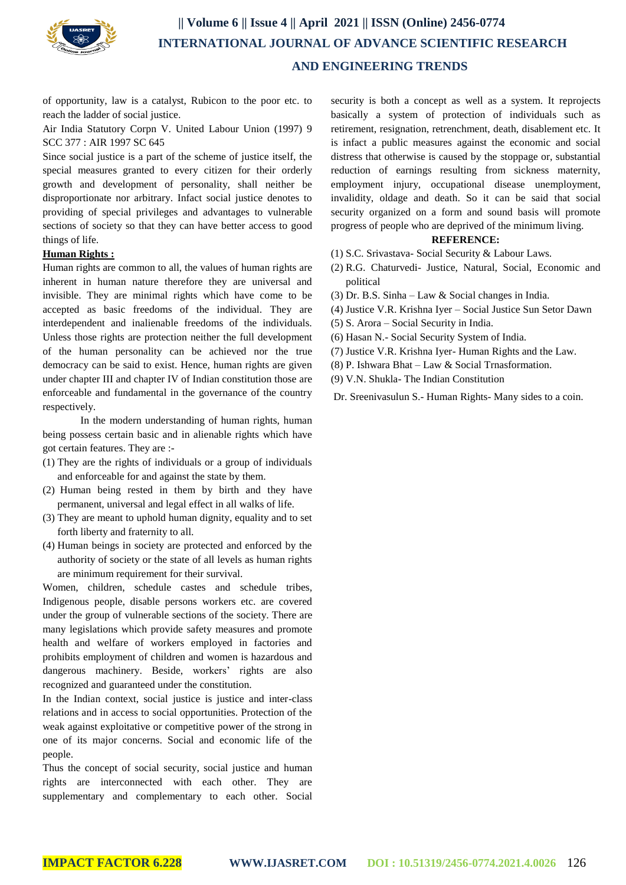of opportunity, law is a catalyst, Rubicon to the poor etc. to reach the ladder of social justice.

Air India Statutory Corpn V. United Labour Union (1997) 9 SCC 377 : AIR 1997 SC 645

Since social justice is a part of the scheme of justice itself, the special measures granted to every citizen for their orderly growth and development of personality, shall neither be disproportionate nor arbitrary. Infact social justice denotes to providing of special privileges and advantages to vulnerable sections of society so that they can have better access to good things of life.

**Human Rights :**

Human rights are common to all, the values of human rights are inherent in human nature therefore they are universal and invisible. They are minimal rights which have come to be accepted as basic freedoms of the individual. They are interdependent and inalienable freedoms of the individuals. Unless those rights are protection neither the full development of the human personality can be achieved nor the true democracy can be said to exist. Hence, human rights are given under chapter III and chapter IV of Indian constitution those are enforceable and fundamental in the governance of the country respectively.

In the modern understanding of human rights, human being possess certain basic and in alienable rights which have got certain features. They are :-

(1) They are the rights of individuals or a group of individuals and enforceable for and against the state by them.
(2) Human being rested in them by birth and they have permanent, universal and legal effect in all walks of life.
(3) They are meant to uphold human dignity, equality and to set forth liberty and fraternity to all.
(4) Human beings in society are protected and enforced by the authority of society or the state of all levels as human rights are minimum requirement for their survival.

Women, children, schedule castes and schedule tribes, Indigenous people, disable persons workers etc. are covered under the group of vulnerable sections of the society. There are many legislations which provide safety measures and promote health and welfare of workers employed in factories and prohibits employment of children and women is hazardous and dangerous machinery. Beside, workers' rights are also recognized and guaranteed under the constitution.

In the Indian context, social justice is justice and inter-class relations and in access to social opportunities. Protection of the weak against exploitative or competitive power of the strong in one of its major concerns. Social and economic life of the people.

Thus the concept of social security, social justice and human rights are interconnected with each other. They are supplementary and complementary to each other. Social security is both a concept as well as a system. It reprojects basically a system of protection of individuals such as retirement, resignation, retrenchment, death, disablement etc. It is infact a public measures against the economic and social distress that otherwise is caused by the stoppage or, substantial reduction of earnings resulting from sickness maternity, employment injury, occupational disease unemployment, invalidity, oldage and death. So it can be said that social security organized on a form and sound basis will promote progress of people who are deprived of the minimum living.

**REFERENCE:**

(1) S.C. Srivastava- Social Security & Labour Laws.
(2) R.G. Chaturvedi- Justice, Natural, Social, Economic and political
(3) Dr. B.S. Sinha – Law & Social changes in India.
(4) Justice V.R. Krishna Iyer – Social Justice Sun Setor Dawn
(5) S. Arora – Social Security in India.
(6) Hasan N.- Social Security System of India.
(7) Justice V.R. Krishna Iyer- Human Rights and the Law.
(8) P. Ishwara Bhat – Law & Social Trnasformation.
(9) V.N. Shukla- The Indian Constitution

Dr. Sreenivasulun S.- Human Rights- Many sides to a coin.